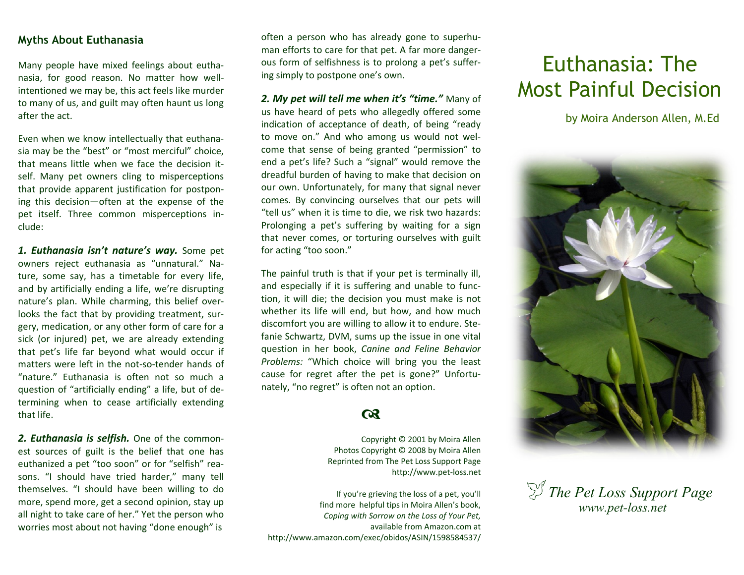# Euthanasia: The Most Painful Decision

by Moira Anderson Allen, M.Ed

## Myths About Euthanasia

Many people have mixed feelings about euthanasia, for good reason. No matter how well-intentioned we may be, this act feels like murder to many of us, and guilt may often haunt us long after the act.

Even when we know intellectually that euthanasia may be the "best" or "most merciful" choice, that means little when we face the decision itself. Many pet owners cling to misperceptions that provide apparent justification for postponing this decision—often at the expense of the pet itself. Three common misperceptions include:

***1. Euthanasia isn't nature's way.*** Some pet owners reject euthanasia as "unnatural." Nature, some say, has a timetable for every life, and by artificially ending a life, we're disrupting nature's plan. While charming, this belief overlooks the fact that by providing treatment, surgery, medication, or any other form of care for a sick (or injured) pet, we are already extending that pet's life far beyond what would occur if matters were left in the not-so-tender hands of "nature." Euthanasia is often not so much a question of "artificially ending" a life, but of determining when to cease artificially extending that life.

***2. Euthanasia is selfish.*** One of the commonest sources of guilt is the belief that one has euthanized a pet "too soon" or for "selfish" reasons. "I should have tried harder," many tell themselves. "I should have been willing to do more, spend more, get a second opinion, stay up all night to take care of her." Yet the person who worries most about not having "done enough" is often a person who has already gone to superhuman efforts to care for that pet. A far more dangerous form of selfishness is to prolong a pet's suffering simply to postpone one's own.

***2. My pet will tell me when it's "time."*** Many of us have heard of pets who allegedly offered some indication of acceptance of death, of being "ready to move on." And who among us would not welcome that sense of being granted "permission" to end a pet's life? Such a "signal" would remove the dreadful burden of having to make that decision on our own. Unfortunately, for many that signal never comes. By convincing ourselves that our pets will "tell us" when it is time to die, we risk two hazards: Prolonging a pet's suffering by waiting for a sign that never comes, or torturing ourselves with guilt for acting "too soon."

The painful truth is that if your pet is terminally ill, and especially if it is suffering and unable to function, it will die; the decision you must make is not whether its life will end, but how, and how much discomfort you are willing to allow it to endure. Stefanie Schwartz, DVM, sums up the issue in one vital question in her book, *Canine and Feline Behavior Problems:* "Which choice will bring you the least cause for regret after the pet is gone?" Unfortunately, "no regret" is often not an option.

Copyright © 2001 by Moira Allen
Photos Copyright © 2008 by Moira Allen
Reprinted from The Pet Loss Support Page
http://www.pet-loss.net

If you're grieving the loss of a pet, you'll find more helpful tips in Moira Allen's book, *Coping with Sorrow on the Loss of Your Pet,* available from Amazon.com at
http://www.amazon.com/exec/obidos/ASIN/1598584537/

*The Pet Loss Support Page*
*www.pet-loss.net*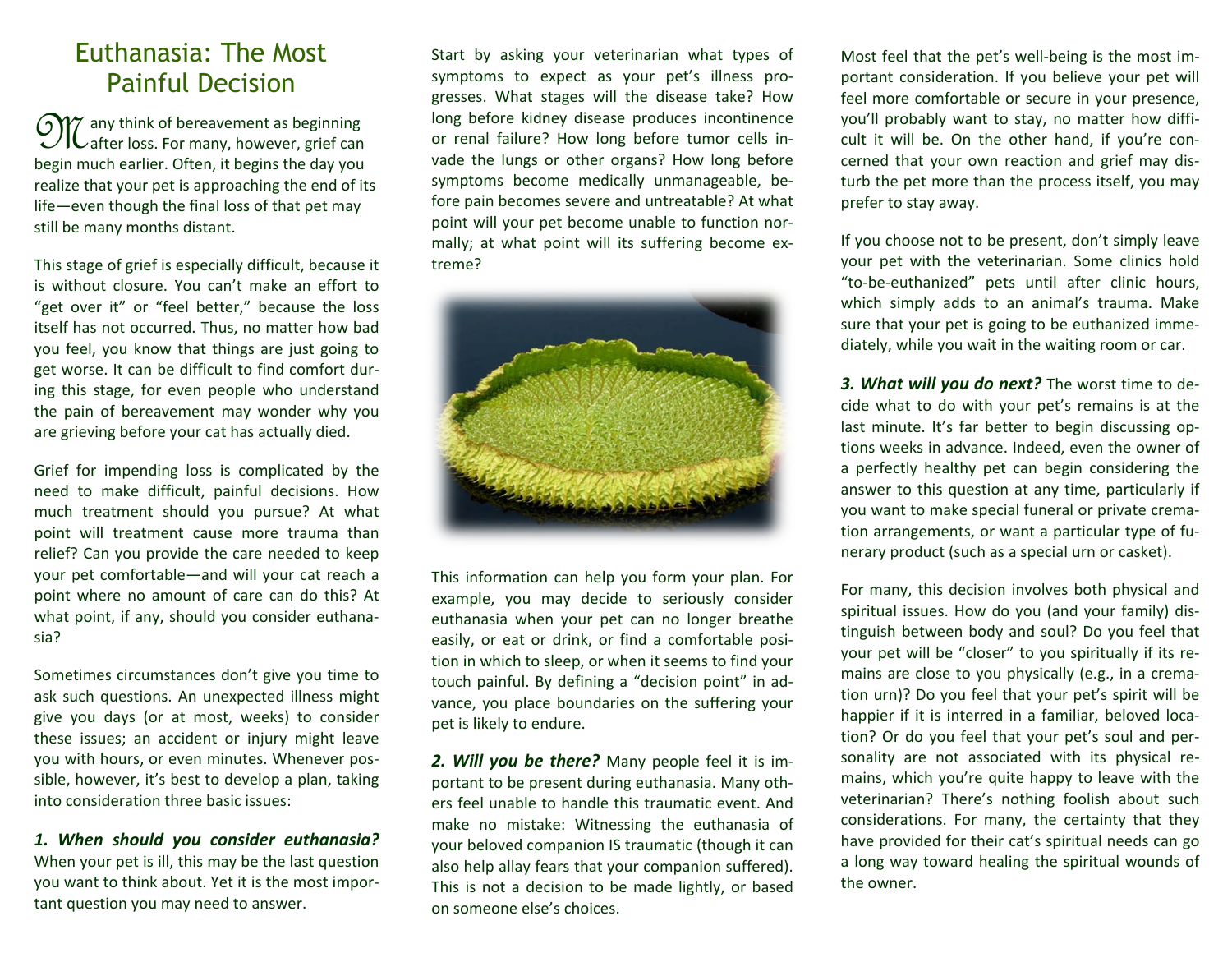# Euthanasia: The Most Painful Decision

Many think of bereavement as beginning after loss. For many, however, grief can begin much earlier. Often, it begins the day you realize that your pet is approaching the end of its life—even though the final loss of that pet may still be many months distant.

This stage of grief is especially difficult, because it is without closure. You can't make an effort to "get over it" or "feel better," because the loss itself has not occurred. Thus, no matter how bad you feel, you know that things are just going to get worse. It can be difficult to find comfort during this stage, for even people who understand the pain of bereavement may wonder why you are grieving before your cat has actually died.

Grief for impending loss is complicated by the need to make difficult, painful decisions. How much treatment should you pursue? At what point will treatment cause more trauma than relief? Can you provide the care needed to keep your pet comfortable—and will your cat reach a point where no amount of care can do this? At what point, if any, should you consider euthanasia?

Sometimes circumstances don't give you time to ask such questions. An unexpected illness might give you days (or at most, weeks) to consider these issues; an accident or injury might leave you with hours, or even minutes. Whenever possible, however, it's best to develop a plan, taking into consideration three basic issues:

***1. When should you consider euthanasia?*** When your pet is ill, this may be the last question you want to think about. Yet it is the most important question you may need to answer.

Start by asking your veterinarian what types of symptoms to expect as your pet's illness progresses. What stages will the disease take? How long before kidney disease produces incontinence or renal failure? How long before tumor cells invade the lungs or other organs? How long before symptoms become medically unmanageable, before pain becomes severe and untreatable? At what point will your pet become unable to function normally; at what point will its suffering become extreme?

This information can help you form your plan. For example, you may decide to seriously consider euthanasia when your pet can no longer breathe easily, or eat or drink, or find a comfortable position in which to sleep, or when it seems to find your touch painful. By defining a "decision point" in advance, you place boundaries on the suffering your pet is likely to endure.

***2. Will you be there?*** Many people feel it is important to be present during euthanasia. Many others feel unable to handle this traumatic event. And make no mistake: Witnessing the euthanasia of your beloved companion IS traumatic (though it can also help allay fears that your companion suffered). This is not a decision to be made lightly, or based on someone else's choices.

Most feel that the pet's well-being is the most important consideration. If you believe your pet will feel more comfortable or secure in your presence, you'll probably want to stay, no matter how difficult it will be. On the other hand, if you're concerned that your own reaction and grief may disturb the pet more than the process itself, you may prefer to stay away.

If you choose not to be present, don't simply leave your pet with the veterinarian. Some clinics hold "to-be-euthanized" pets until after clinic hours, which simply adds to an animal's trauma. Make sure that your pet is going to be euthanized immediately, while you wait in the waiting room or car.

***3. What will you do next?*** The worst time to decide what to do with your pet's remains is at the last minute. It's far better to begin discussing options weeks in advance. Indeed, even the owner of a perfectly healthy pet can begin considering the answer to this question at any time, particularly if you want to make special funeral or private cremation arrangements, or want a particular type of funerary product (such as a special urn or casket).

For many, this decision involves both physical and spiritual issues. How do you (and your family) distinguish between body and soul? Do you feel that your pet will be "closer" to you spiritually if its remains are close to you physically (e.g., in a cremation urn)? Do you feel that your pet's spirit will be happier if it is interred in a familiar, beloved location? Or do you feel that your pet's soul and personality are not associated with its physical remains, which you're quite happy to leave with the veterinarian? There's nothing foolish about such considerations. For many, the certainty that they have provided for their cat's spiritual needs can go a long way toward healing the spiritual wounds of the owner.